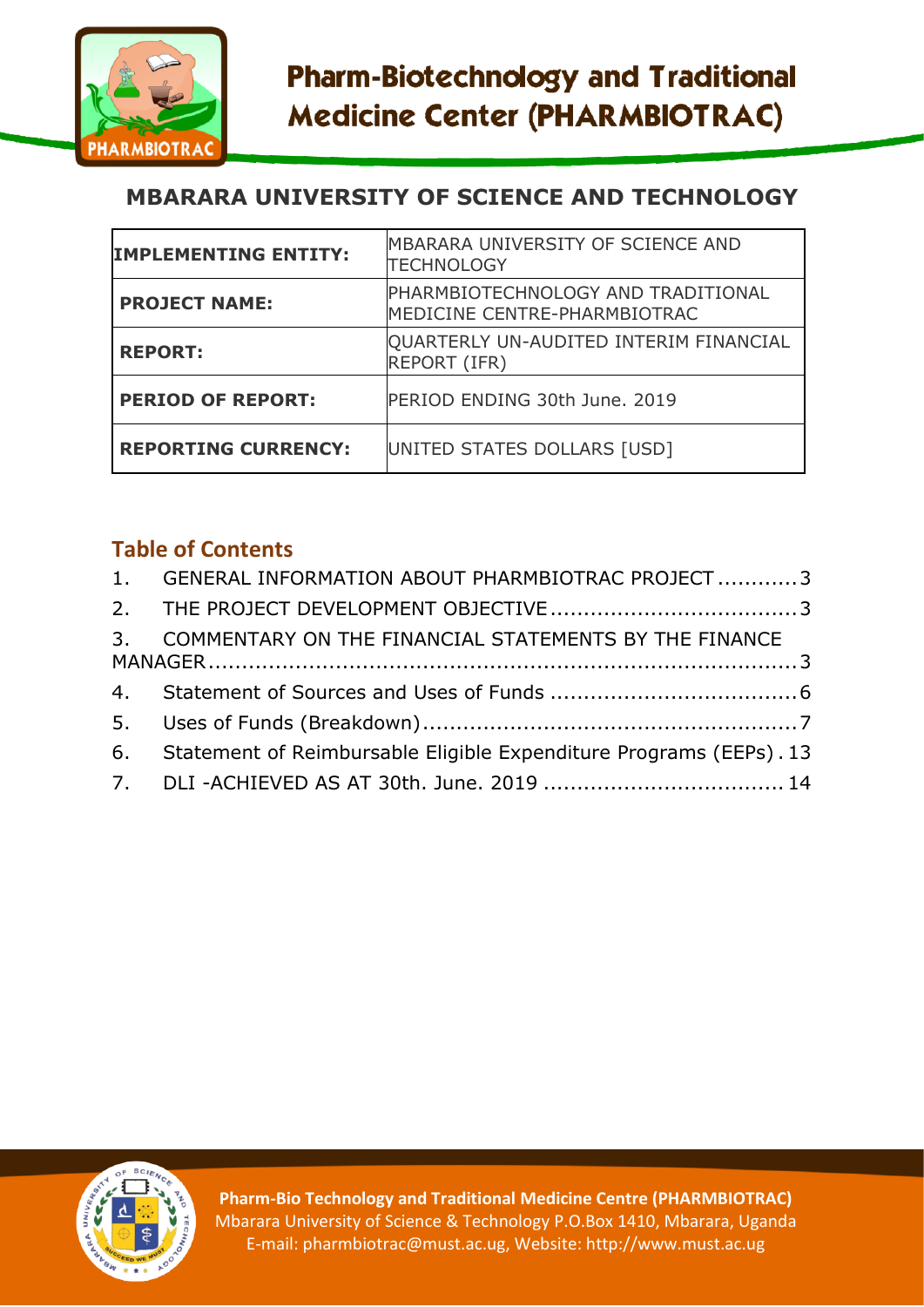# Pharm-Biotechnology and Traditional Medicine Center (PHARMBIOTRAC)

## MBARARA UNIVERSITY OF SCIENCE AND TECHNOLOGY

| | |
|---|---|
| **IMPLEMENTING ENTITY:** | MBARARA UNIVERSITY OF SCIENCE AND TECHNOLOGY |
| **PROJECT NAME:** | PHARMBIOTECHNOLOGY AND TRADITIONAL MEDICINE CENTRE-PHARMBIOTRAC |
| **REPORT:** | QUARTERLY UN-AUDITED INTERIM FINANCIAL REPORT (IFR) |
| **PERIOD OF REPORT:** | PERIOD ENDING 30th June. 2019 |
| **REPORTING CURRENCY:** | UNITED STATES DOLLARS [USD] |

## Table of Contents

1. GENERAL INFORMATION ABOUT PHARMBIOTRAC PROJECT ............ 3
2. THE PROJECT DEVELOPMENT OBJECTIVE ............ 3
3. COMMENTARY ON THE FINANCIAL STATEMENTS BY THE FINANCE MANAGER ............ 3
4. Statement of Sources and Uses of Funds ............ 6
5. Uses of Funds (Breakdown) ............ 7
6. Statement of Reimbursable Eligible Expenditure Programs (EEPs) . 13
7. DLI -ACHIEVED AS AT 30th. June. 2019 ............ 14

**Pharm-Bio Technology and Traditional Medicine Centre (PHARMBIOTRAC)**
Mbarara University of Science & Technology P.O.Box 1410, Mbarara, Uganda
E-mail: pharmbiotrac@must.ac.ug, Website: http://www.must.ac.ug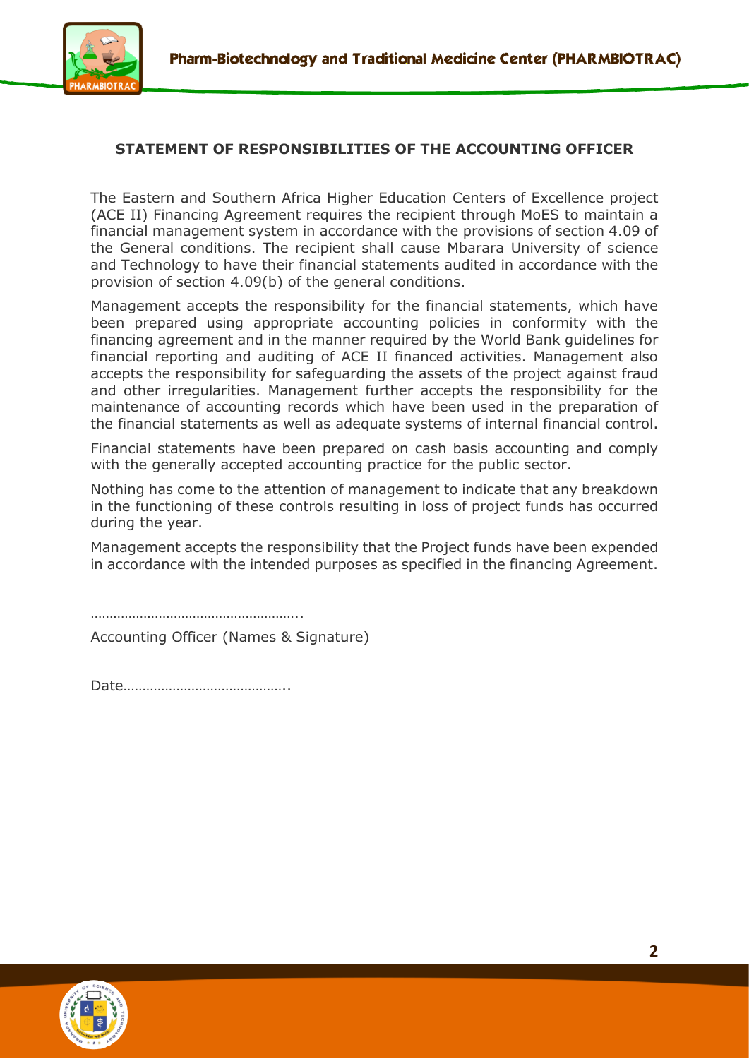## STATEMENT OF RESPONSIBILITIES OF THE ACCOUNTING OFFICER

The Eastern and Southern Africa Higher Education Centers of Excellence project (ACE II) Financing Agreement requires the recipient through MoES to maintain a financial management system in accordance with the provisions of section 4.09 of the General conditions. The recipient shall cause Mbarara University of science and Technology to have their financial statements audited in accordance with the provision of section 4.09(b) of the general conditions.

Management accepts the responsibility for the financial statements, which have been prepared using appropriate accounting policies in conformity with the financing agreement and in the manner required by the World Bank guidelines for financial reporting and auditing of ACE II financed activities. Management also accepts the responsibility for safeguarding the assets of the project against fraud and other irregularities. Management further accepts the responsibility for the maintenance of accounting records which have been used in the preparation of the financial statements as well as adequate systems of internal financial control.

Financial statements have been prepared on cash basis accounting and comply with the generally accepted accounting practice for the public sector.

Nothing has come to the attention of management to indicate that any breakdown in the functioning of these controls resulting in loss of project funds has occurred during the year.

Management accepts the responsibility that the Project funds have been expended in accordance with the intended purposes as specified in the financing Agreement.

………………………………………………..

Accounting Officer (Names & Signature)

Date……………………………………..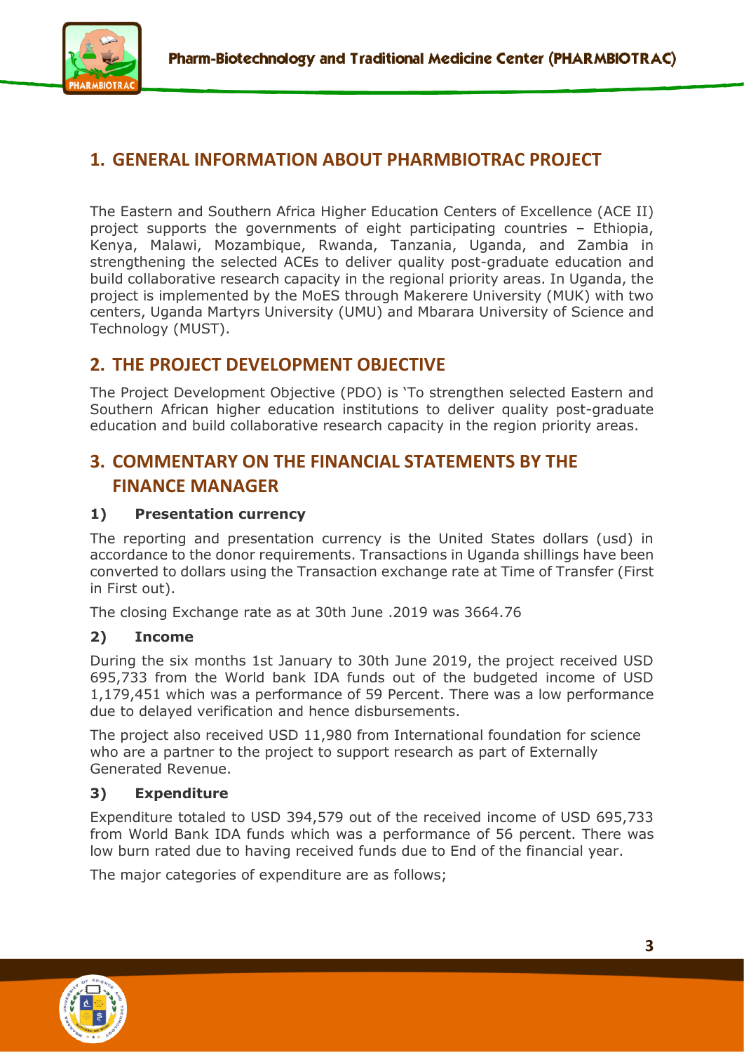## 1. GENERAL INFORMATION ABOUT PHARMBIOTRAC PROJECT

The Eastern and Southern Africa Higher Education Centers of Excellence (ACE II) project supports the governments of eight participating countries – Ethiopia, Kenya, Malawi, Mozambique, Rwanda, Tanzania, Uganda, and Zambia in strengthening the selected ACEs to deliver quality post-graduate education and build collaborative research capacity in the regional priority areas. In Uganda, the project is implemented by the MoES through Makerere University (MUK) with two centers, Uganda Martyrs University (UMU) and Mbarara University of Science and Technology (MUST).

## 2. THE PROJECT DEVELOPMENT OBJECTIVE

The Project Development Objective (PDO) is 'To strengthen selected Eastern and Southern African higher education institutions to deliver quality post-graduate education and build collaborative research capacity in the region priority areas.

## 3. COMMENTARY ON THE FINANCIAL STATEMENTS BY THE FINANCE MANAGER

### 1) Presentation currency

The reporting and presentation currency is the United States dollars (usd) in accordance to the donor requirements. Transactions in Uganda shillings have been converted to dollars using the Transaction exchange rate at Time of Transfer (First in First out).

The closing Exchange rate as at 30th June .2019 was 3664.76

### 2) Income

During the six months 1st January to 30th June 2019, the project received USD 695,733 from the World bank IDA funds out of the budgeted income of USD 1,179,451 which was a performance of 59 Percent. There was a low performance due to delayed verification and hence disbursements.

The project also received USD 11,980 from International foundation for science who are a partner to the project to support research as part of Externally Generated Revenue.

### 3) Expenditure

Expenditure totaled to USD 394,579 out of the received income of USD 695,733 from World Bank IDA funds which was a performance of 56 percent. There was low burn rated due to having received funds due to End of the financial year.

The major categories of expenditure are as follows;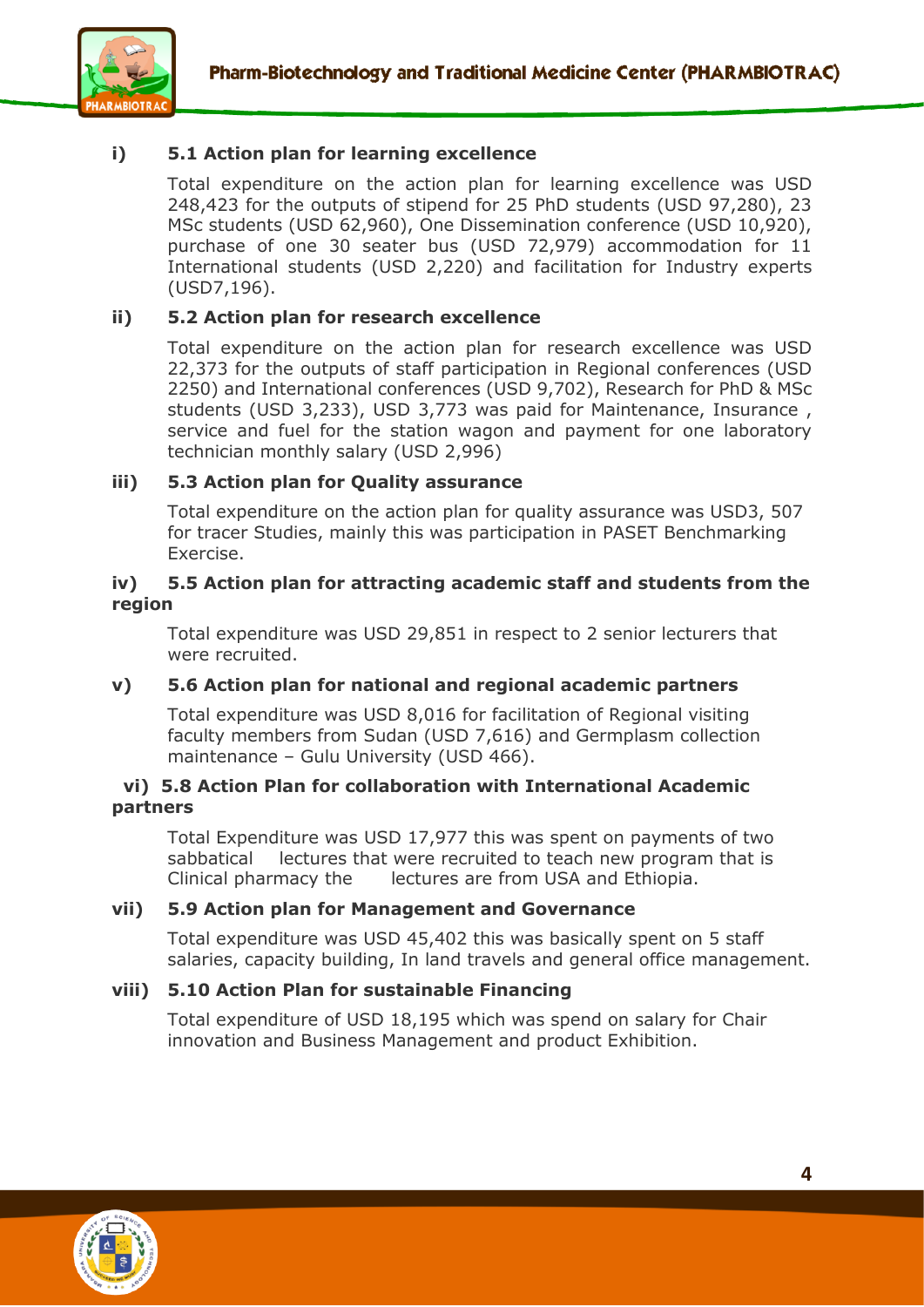### i) 5.1 Action plan for learning excellence

Total expenditure on the action plan for learning excellence was USD 248,423 for the outputs of stipend for 25 PhD students (USD 97,280), 23 MSc students (USD 62,960), One Dissemination conference (USD 10,920), purchase of one 30 seater bus (USD 72,979) accommodation for 11 International students (USD 2,220) and facilitation for Industry experts (USD7,196).

### ii) 5.2 Action plan for research excellence

Total expenditure on the action plan for research excellence was USD 22,373 for the outputs of staff participation in Regional conferences (USD 2250) and International conferences (USD 9,702), Research for PhD & MSc students (USD 3,233), USD 3,773 was paid for Maintenance, Insurance , service and fuel for the station wagon and payment for one laboratory technician monthly salary (USD 2,996)

### iii) 5.3 Action plan for Quality assurance

Total expenditure on the action plan for quality assurance was USD3, 507 for tracer Studies, mainly this was participation in PASET Benchmarking Exercise.

### iv) 5.5 Action plan for attracting academic staff and students from the region

Total expenditure was USD 29,851 in respect to 2 senior lecturers that were recruited.

### v) 5.6 Action plan for national and regional academic partners

Total expenditure was USD 8,016 for facilitation of Regional visiting faculty members from Sudan (USD 7,616) and Germplasm collection maintenance – Gulu University (USD 466).

### vi) 5.8 Action Plan for collaboration with International Academic partners

Total Expenditure was USD 17,977 this was spent on payments of two sabbatical lectures that were recruited to teach new program that is Clinical pharmacy the lectures are from USA and Ethiopia.

### vii) 5.9 Action plan for Management and Governance

Total expenditure was USD 45,402 this was basically spent on 5 staff salaries, capacity building, In land travels and general office management.

### viii) 5.10 Action Plan for sustainable Financing

Total expenditure of USD 18,195 which was spend on salary for Chair innovation and Business Management and product Exhibition.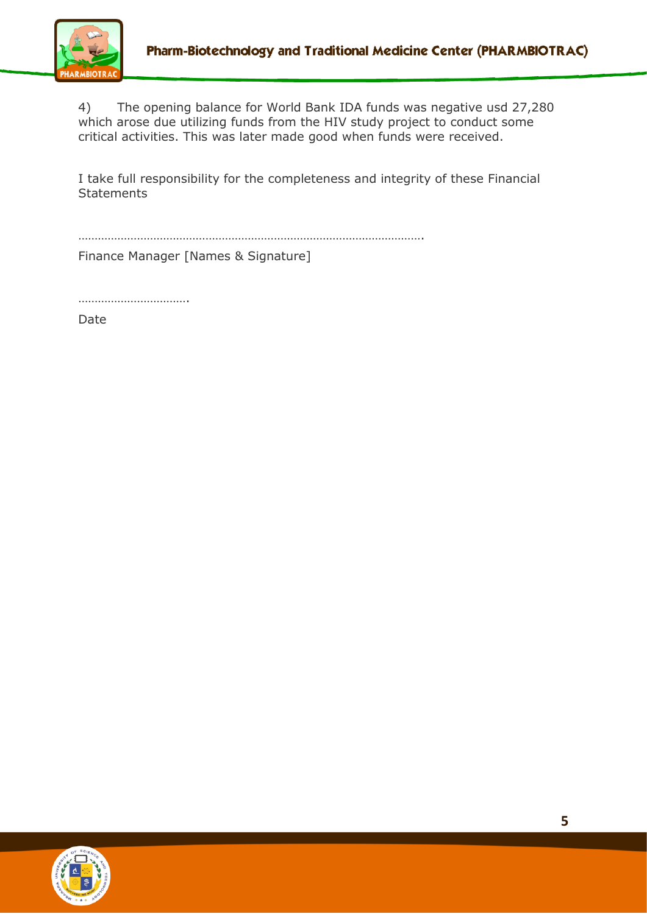4) The opening balance for World Bank IDA funds was negative usd 27,280 which arose due utilizing funds from the HIV study project to conduct some critical activities. This was later made good when funds were received.

I take full responsibility for the completeness and integrity of these Financial Statements

…………………………………………………………………………………………….

Finance Manager [Names & Signature]

…………………………….

Date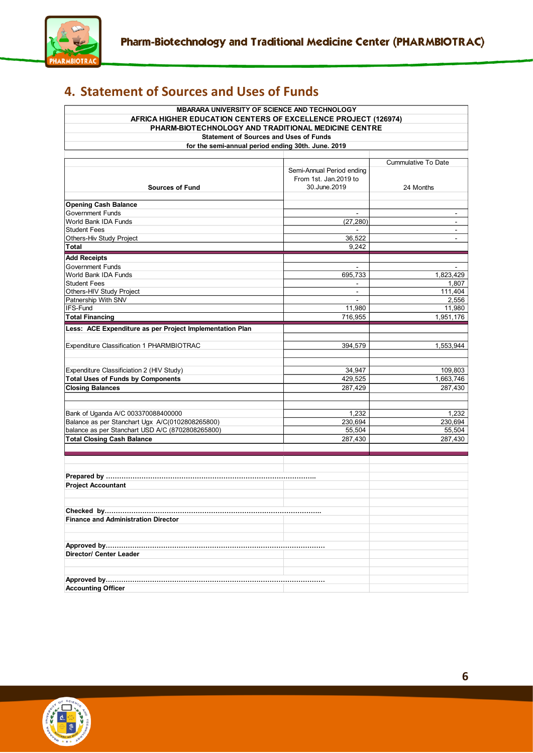## 4. Statement of Sources and Uses of Funds

**MBARARA UNIVERSITY OF SCIENCE AND TECHNOLOGY**
**AFRICA HIGHER EDUCATION CENTERS OF EXCELLENCE PROJECT (126974)**
**PHARM-BIOTECHNOLOGY AND TRADITIONAL MEDICINE CENTRE**
**Statement of Sources and Uses of Funds**
**for the semi-annual period ending 30th. June. 2019**

| Sources of Fund | Semi-Annual Period ending From 1st. Jan.2019 to 30.June.2019 | Cummulative To Date 24 Months |
|---|---|---|
| **Opening Cash Balance** | | |
| Government Funds | - | - |
| World Bank IDA Funds | (27,280) | - |
| Student Fees | - | - |
| Others-Hiv Study Project | 36,522 | - |
| **Total** | 9,242 | |
| **Add Receipts** | | |
| Government Funds | - | - |
| World Bank IDA Funds | 695,733 | 1,823,429 |
| Student Fees | - | 1,807 |
| Others-HIV Study Project | - | 111,404 |
| Patnership With SNV | - | 2,556 |
| IFS-Fund | 11,980 | 11,980 |
| **Total Financing** | 716,955 | 1,951,176 |
| **Less: ACE Expenditure as per Project Implementation Plan** | | |
| Expenditure Classification 1 PHARMBIOTRAC | 394,579 | 1,553,944 |
| Expenditure Classificiation 2 (HIV Study) | 34,947 | 109,803 |
| **Total Uses of Funds by Components** | 429,525 | 1,663,746 |
| **Closing Balances** | 287,429 | 287,430 |
| Bank of Uganda A/C 003370088400000 | 1,232 | 1,232 |
| Balance as per Stanchart Ugx A/C(0102808265800) | 230,694 | 230,694 |
| balance as per Stanchart USD A/C (8702808265800) | 55,504 | 55,504 |
| **Total Closing Cash Balance** | 287,430 | 287,430 |

**Prepared by ……………………………………………………………………………………..**
**Project Accountant**

**Checked by………………………………………………………………………………………..**
**Finance and Administration Director**

**Approved by………………………………………………………………………………………**
**Director/ Center Leader**

**Approved by………………………………………………………………………………………**
**Accounting Officer**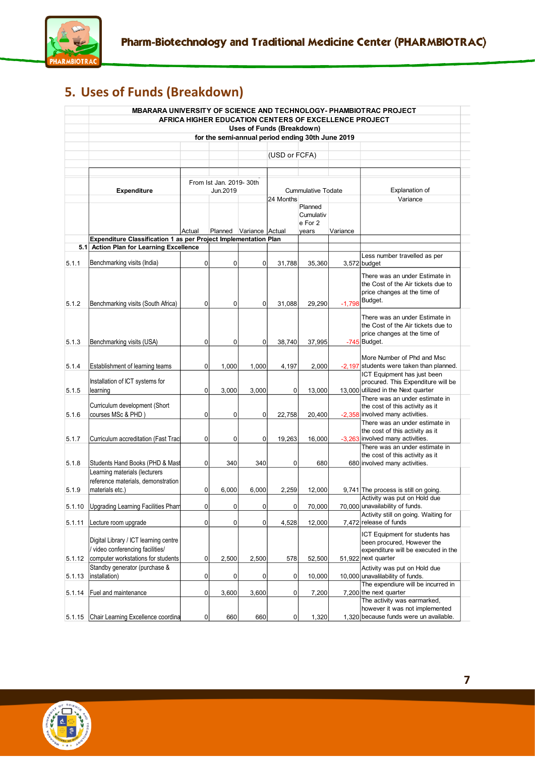## 5. Uses of Funds (Breakdown)

**MBARARA UNIVERSITY OF SCIENCE AND TECHNOLOGY- PHAMBIOTRAC PROJECT**
**AFRICA HIGHER EDUCATION CENTERS OF EXCELLENCE PROJECT**
**Uses of Funds (Breakdown)**
**for the semi-annual period ending 30th June 2019**

(USD or FCFA)

| | Expenditure | From Ist Jan. 2019- 30th Jun.2019 | | | Cummulative Todate | | | Explanation of Variance |
|---|---|---|---|---|---|---|---|---|
| | | | | | 24 Months | | | |
| | | Actual | Planned | Variance | Actual | Planned Cumulative For 2 years | Variance | |
| | **Expenditure Classification 1 as per Project Implementation Plan** | | | | | | | |
| **5.1** | **Action Plan for Learning Excellence** | | | | | | | |
| 5.1.1 | Benchmarking visits (India) | 0 | 0 | 0 | 31,788 | 35,360 | 3,572 | Less number travelled as per budget |
| 5.1.2 | Benchmarking visits (South Africa) | 0 | 0 | 0 | 31,088 | 29,290 | -1,798 | There was an under Estimate in the Cost of the Air tickets due to price changes at the time of Budget. |
| 5.1.3 | Benchmarking visits (USA) | 0 | 0 | 0 | 38,740 | 37,995 | -745 | There was an under Estimate in the Cost of the Air tickets due to price changes at the time of Budget. |
| 5.1.4 | Establishment of learning teams | 0 | 1,000 | 1,000 | 4,197 | 2,000 | -2,197 | More Number of Phd and Msc students were taken than planned. |
| 5.1.5 | Installation of ICT systems for learning | 0 | 3,000 | 3,000 | 0 | 13,000 | 13,000 | ICT Equipment has just been procured. This Expenditure will be utilized in the Next quarter |
| 5.1.6 | Curriculum development (Short courses MSc & PHD ) | 0 | 0 | 0 | 22,758 | 20,400 | -2,358 | There was an under estimate in the cost of this activity as it involved many activities. |
| 5.1.7 | Curriculum accreditation (Fast Trac | 0 | 0 | 0 | 19,263 | 16,000 | -3,263 | There was an under estimate in the cost of this activity as it involved many activities. |
| 5.1.8 | Students Hand Books (PHD & Mast | 0 | 340 | 340 | 0 | 680 | 680 | There was an under estimate in the cost of this activity as it involved many activities. |
| 5.1.9 | Learning materials (lecturers reference materials, demonstration materials etc.) | 0 | 6,000 | 6,000 | 2,259 | 12,000 | 9,741 | The process is still on going. |
| 5.1.10 | Upgrading Learning Facilities Pharr | 0 | 0 | 0 | 0 | 70,000 | 70,000 | Activity was put on Hold due unavailability of funds. |
| 5.1.11 | Lecture room upgrade | 0 | 0 | 0 | 4,528 | 12,000 | 7,472 | Activity still on going. Waiting for release of funds |
| 5.1.12 | Digital Library / ICT learning centre / video conferencing facilities/ computer workstations for students | 0 | 2,500 | 2,500 | 578 | 52,500 | 51,922 | ICT Equipment for students has been procured, However the expenditure will be executed in the next quarter |
| 5.1.13 | Standby generator (purchase & installation) | 0 | 0 | 0 | 0 | 10,000 | 10,000 | Activity was put on Hold due unavalilability of funds. |
| 5.1.14 | Fuel and maintenance | 0 | 3,600 | 3,600 | 0 | 7,200 | 7,200 | The expenditure will be incurred in the next quarter |
| 5.1.15 | Chair Learning Excellence coordina | 0 | 660 | 660 | 0 | 1,320 | 1,320 | The activity was earmarked, however it was not implemented because funds were un available. |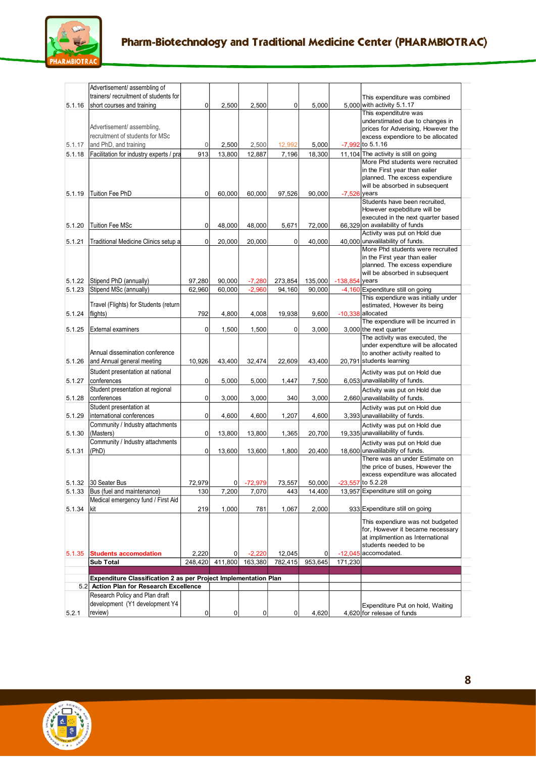| | | | | | | | | |
|---|---|---|---|---|---|---|---|---|
| 5.1.16 | Advertisement/ assembling of trainers/ recruitment of students for short courses and training | 0 | 2,500 | 2,500 | 0 | 5,000 | 5,000 | This expenditure was combined with activity 5.1.17 |
| 5.1.17 | Advertisement/ assembling, recruitment of students for MSc and PhD, and training | 0 | 2,500 | 2,500 | 12,992 | 5,000 | -7,992 | This expenditutre was understimated due to changes in prices for Adverising, However the excess expendiore to be allocated to 5.1.16 |
| 5.1.18 | Facilitation for industry experts / pra | 913 | 13,800 | 12,887 | 7,196 | 18,300 | 11,104 | The activity is still on going |
| 5.1.19 | Tuition Fee PhD | 0 | 60,000 | 60,000 | 97,526 | 90,000 | -7,526 | More Phd students were recruited in the First year than ealier planned. The excess expendiure will be absorbed in subsequent years |
| 5.1.20 | Tuition Fee MSc | 0 | 48,000 | 48,000 | 5,671 | 72,000 | 66,329 | Students have been recruited, However expebditure will be executed in the next quarter based on availability of funds |
| 5.1.21 | Traditional Medicine Clinics setup a | 0 | 20,000 | 20,000 | 0 | 40,000 | 40,000 | Activity was put on Hold due unavalilability of funds. |
| 5.1.22 | Stipend PhD (annually) | 97,280 | 90,000 | -7,280 | 273,854 | 135,000 | -138,854 | More Phd students were recruited in the First year than ealier planned. The excess expendiure will be absorbed in subsequent years |
| 5.1.23 | Stipend MSc (annually) | 62,960 | 60,000 | -2,960 | 94,160 | 90,000 | -4,160 | Expenditure still on going |
| 5.1.24 | Travel (Flights) for Students (return flights) | 792 | 4,800 | 4,008 | 19,938 | 9,600 | -10,338 | This expenditure was initially under estimated, However its being allocated |
| 5.1.25 | External examiners | 0 | 1,500 | 1,500 | 0 | 3,000 | 3,000 | The expendiure will be incurred in the next quarter |
| 5.1.26 | Annual dissemination conference and Annual general meeting | 10,926 | 43,400 | 32,474 | 22,609 | 43,400 | 20,791 | The activity was executed, the under expendture will be allocated to another activity realted to students learning |
| 5.1.27 | Student presentation at national conferences | 0 | 5,000 | 5,000 | 1,447 | 7,500 | 6,053 | Activity was put on Hold due unavalilability of funds. |
| 5.1.28 | Student presentation at regional conferences | 0 | 3,000 | 3,000 | 340 | 3,000 | 2,660 | Activity was put on Hold due unavalilability of funds. |
| 5.1.29 | Student presentation at international conferences | 0 | 4,600 | 4,600 | 1,207 | 4,600 | 3,393 | Activity was put on Hold due unavalilability of funds. |
| 5.1.30 | Community / Industry attachments (Masters) | 0 | 13,800 | 13,800 | 1,365 | 20,700 | 19,335 | Activity was put on Hold due unavalilability of funds. |
| 5.1.31 | Community / Industry attachments (PhD) | 0 | 13,600 | 13,600 | 1,800 | 20,400 | 18,600 | Activity was put on Hold due unavalilability of funds. |
| 5.1.32 | 30 Seater Bus | 72,979 | 0 | -72,979 | 73,557 | 50,000 | -23,557 | There was an under Estimate on the price of buses, However the excess expenditure was allocated to 5.2.28 |
| 5.1.33 | Bus (fuel and maintenance) | 130 | 7,200 | 7,070 | 443 | 14,400 | 13,957 | Expenditure still on going |
| 5.1.34 | Medical emergency fund / First Aid kit | 219 | 1,000 | 781 | 1,067 | 2,000 | 933 | Expenditure still on going |
| 5.1.35 | **Students accomodation** | 2,220 | 0 | -2,220 | 12,045 | 0 | -12,045 | This expenditure was not budgeted for, However it became necessary at implimention as International students needed to be accomodated. |
| | **Sub Total** | 248,420 | 411,800 | 163,380 | 782,415 | 953,645 | 171,230 | |
| | | | | | | | | |
| | **Expenditure Classification 2 as per Project Implementation Plan** | | | | | | | |
| 5.2 | **Action Plan for Research Excellence** | | | | | | | |
| 5.2.1 | Research Policy and Plan draft development (Y1 development Y4 review) | 0 | 0 | 0 | 0 | 4,620 | 4,620 | Expenditure Put on hold, Waiting for relesae of funds |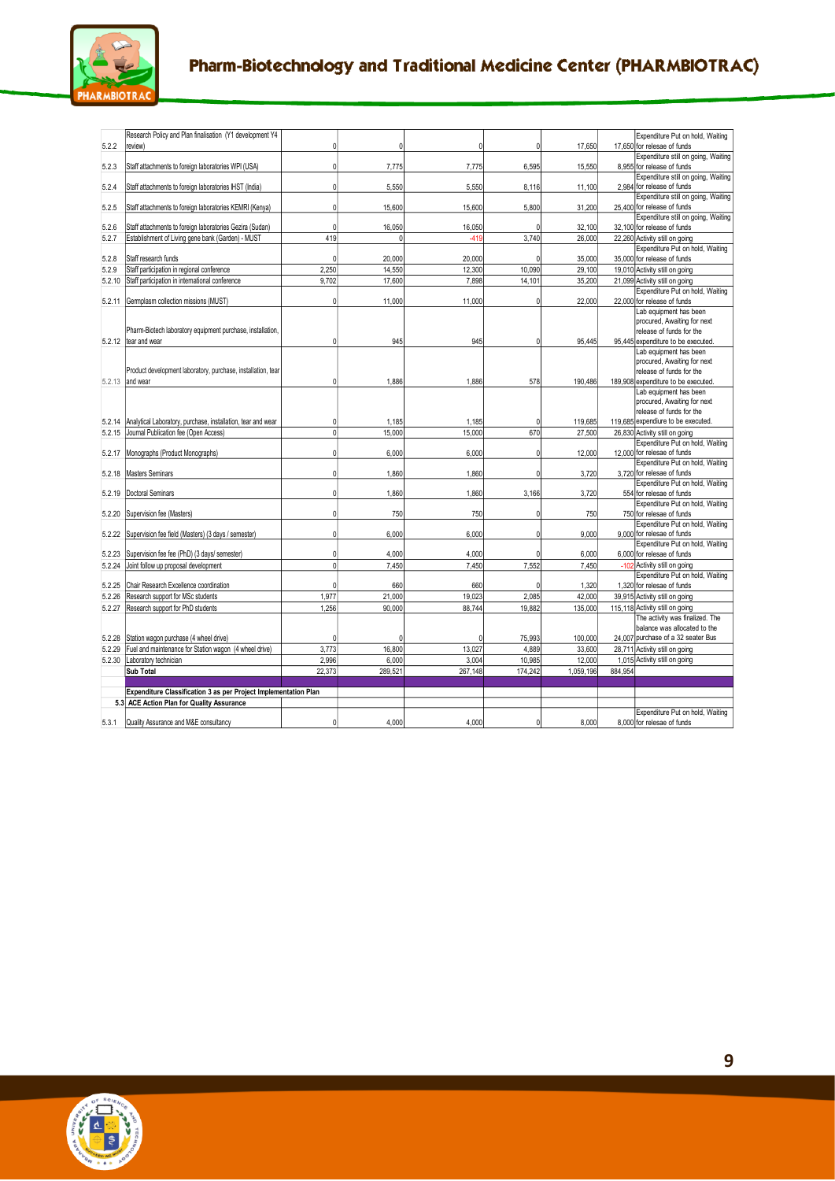| | | | | | | | | |
|---|---|---|---|---|---|---|---|---|
| 5.2.2 | Research Policy and Plan finalisation (Y1 development Y4 review) | 0 | 0 | 0 | 0 | 17,650 | 17,650 | Expenditure Put on hold, Waiting for release of funds |
| 5.2.3 | Staff attachments to foreign laboratories WPI (USA) | 0 | 7,775 | 7,775 | 6,595 | 15,550 | 8,955 | Expenditure still on going, Waiting for release of funds |
| 5.2.4 | Staff attachments to foreign laboratories IHST (India) | 0 | 5,550 | 5,550 | 8,116 | 11,100 | 2,984 | Expenditure still on going, Waiting for release of funds |
| 5.2.5 | Staff attachments to foreign laboratories KEMRI (Kenya) | 0 | 15,600 | 15,600 | 5,800 | 31,200 | 25,400 | Expenditure still on going, Waiting for release of funds |
| 5.2.6 | Staff attachments to foreign laboratories Gezira (Sudan) | 0 | 16,050 | 16,050 | 0 | 32,100 | 32,100 | Expenditure still on going, Waiting for release of funds |
| 5.2.7 | Establishment of Living gene bank (Garden) - MUST | 419 | 0 | -419 | 3,740 | 26,000 | 22,260 | Activity still on going |
| 5.2.8 | Staff research funds | 0 | 20,000 | 20,000 | 0 | 35,000 | 35,000 | Expenditure Put on hold, Waiting for release of funds |
| 5.2.9 | Staff participation in regional conference | 2,250 | 14,550 | 12,300 | 10,090 | 29,100 | 19,010 | Activity still on going |
| 5.2.10 | Staff participation in international conference | 9,702 | 17,600 | 7,898 | 14,101 | 35,200 | 21,099 | Activity still on going |
| 5.2.11 | Germplasm collection missions (MUST) | 0 | 11,000 | 11,000 | 0 | 22,000 | 22,000 | Expenditure Put on hold, Waiting for release of funds |
| 5.2.12 | Pharm-Biotech laboratory equipment purchase, installation, tear and wear | 0 | 945 | 945 | 0 | 95,445 | 95,445 | Lab equipment has been procured, Awaiting for next release of funds for the expenditure to be executed. |
| 5.2.13 | Product development laboratory, purchase, installation, tear and wear | 0 | 1,886 | 1,886 | 578 | 190,486 | 189,908 | Lab equipment has been procured, Awaiting for next release of funds for the expenditure to be executed. |
| 5.2.14 | Analytical Laboratory, purchase, installation, tear and wear | 0 | 1,185 | 1,185 | 0 | 119,685 | 119,685 | Lab equipment has been procured, Awaiting for next release of funds for the expendiure to be executed. |
| 5.2.15 | Journal Publication fee (Open Access) | 0 | 15,000 | 15,000 | 670 | 27,500 | 26,830 | Activity still on going |
| 5.2.17 | Monographs (Product Monographs) | 0 | 6,000 | 6,000 | 0 | 12,000 | 12,000 | Expenditure Put on hold, Waiting for release of funds |
| 5.2.18 | Masters Seminars | 0 | 1,860 | 1,860 | 0 | 3,720 | 3,720 | Expenditure Put on hold, Waiting for release of funds |
| 5.2.19 | Doctoral Seminars | 0 | 1,860 | 1,860 | 3,166 | 3,720 | 554 | Expenditure Put on hold, Waiting for release of funds |
| 5.2.20 | Supervision fee (Masters) | 0 | 750 | 750 | 0 | 750 | 750 | Expenditure Put on hold, Waiting for release of funds |
| 5.2.22 | Supervision fee field (Masters) (3 days / semester) | 0 | 6,000 | 6,000 | 0 | 9,000 | 9,000 | Expenditure Put on hold, Waiting for release of funds |
| 5.2.23 | Supervision fee fee (PhD) (3 days/ semester) | 0 | 4,000 | 4,000 | 0 | 6,000 | 6,000 | Expenditure Put on hold, Waiting for release of funds |
| 5.2.24 | Joint follow up proposal development | 0 | 7,450 | 7,450 | 7,552 | 7,450 | -102 | Activity still on going |
| 5.2.25 | Chair Research Excellence coordination | 0 | 660 | 660 | 0 | 1,320 | 1,320 | Expenditure Put on hold, Waiting for release of funds |
| 5.2.26 | Research support for MSc students | 1,977 | 21,000 | 19,023 | 2,085 | 42,000 | 39,915 | Activity still on going |
| 5.2.27 | Research support for PhD students | 1,256 | 90,000 | 88,744 | 19,882 | 135,000 | 115,118 | Activity still on going |
| 5.2.28 | Station wagon purchase (4 wheel drive) | 0 | 0 | 0 | 75,993 | 100,000 | 24,007 | The activity was finalized. The balance was allocated to the purchase of a 32 seater Bus |
| 5.2.29 | Fuel and maintenance for Station wagon (4 wheel drive) | 3,773 | 16,800 | 13,027 | 4,889 | 33,600 | 28,711 | Activity still on going |
| 5.2.30 | Laboratory technician | 2,996 | 6,000 | 3,004 | 10,985 | 12,000 | 1,015 | Activity still on going |
| | **Sub Total** | 22,373 | 289,521 | 267,148 | 174,242 | 1,059,196 | 884,954 | |
| | | | | | | | | |
| | **Expenditure Classification 3 as per Project Implementation Plan** | | | | | | | |
| **5.3** | **ACE Action Plan for Quality Assurance** | | | | | | | |
| 5.3.1 | Quality Assurance and M&E consultancy | 0 | 4,000 | 4,000 | 0 | 8,000 | 8,000 | Expenditure Put on hold, Waiting for release of funds |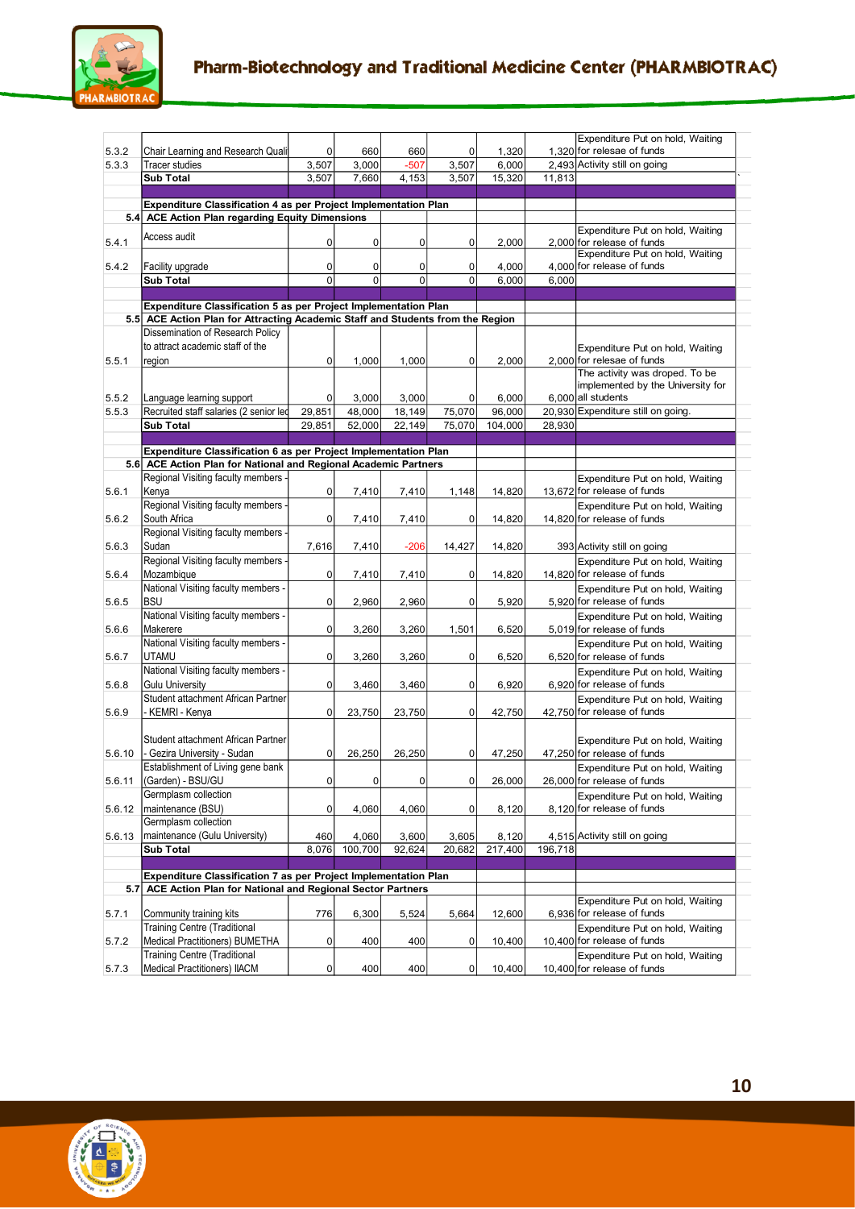| | | | | | | | | |
|---|---|---|---|---|---|---|---|---|
| 5.3.2 | Chair Learning and Research Quali | 0 | 660 | 660 | 0 | 1,320 | 1,320 | Expenditure Put on hold, Waiting for relesae of funds |
| 5.3.3 | Tracer studies | 3,507 | 3,000 | -507 | 3,507 | 6,000 | 2,493 | Activity still on going |
| | **Sub Total** | 3,507 | 7,660 | 4,153 | 3,507 | 15,320 | 11,813 | |
| | | | | | | | | |
| | **Expenditure Classification 4 as per Project Implementation Plan** | | | | | | | |
| 5.4 | **ACE Action Plan regarding Equity Dimensions** | | | | | | | |
| 5.4.1 | Access audit | 0 | 0 | 0 | 0 | 2,000 | 2,000 | Expenditure Put on hold, Waiting for release of funds |
| 5.4.2 | Facility upgrade | 0 | 0 | 0 | 0 | 4,000 | 4,000 | Expenditure Put on hold, Waiting for release of funds |
| | **Sub Total** | 0 | 0 | 0 | 0 | 6,000 | 6,000 | |
| | | | | | | | | |
| | **Expenditure Classification 5 as per Project Implementation Plan** | | | | | | | |
| 5.5 | **ACE Action Plan for Attracting Academic Staff and Students from the Region** | | | | | | | |
| 5.5.1 | Dissemination of Research Policy to attract academic staff of the region | 0 | 1,000 | 1,000 | 0 | 2,000 | 2,000 | Expenditure Put on hold, Waiting for relesae of funds |
| 5.5.2 | Language learning support | 0 | 3,000 | 3,000 | 0 | 6,000 | 6,000 | The activity was droped. To be implemented by the University for all students |
| 5.5.3 | Recruited staff salaries (2 senior lec | 29,851 | 48,000 | 18,149 | 75,070 | 96,000 | 20,930 | Expenditure still on going. |
| | **Sub Total** | 29,851 | 52,000 | 22,149 | 75,070 | 104,000 | 28,930 | |
| | | | | | | | | |
| | **Expenditure Classification 6 as per Project Implementation Plan** | | | | | | | |
| 5.6 | **ACE Action Plan for National and Regional Academic Partners** | | | | | | | |
| 5.6.1 | Regional Visiting faculty members - Kenya | 0 | 7,410 | 7,410 | 1,148 | 14,820 | 13,672 | Expenditure Put on hold, Waiting for release of funds |
| 5.6.2 | Regional Visiting faculty members - South Africa | 0 | 7,410 | 7,410 | 0 | 14,820 | 14,820 | Expenditure Put on hold, Waiting for release of funds |
| 5.6.3 | Regional Visiting faculty members - Sudan | 7,616 | 7,410 | -206 | 14,427 | 14,820 | 393 | Activity still on going |
| 5.6.4 | Regional Visiting faculty members - Mozambique | 0 | 7,410 | 7,410 | 0 | 14,820 | 14,820 | Expenditure Put on hold, Waiting for release of funds |
| 5.6.5 | National Visiting faculty members - BSU | 0 | 2,960 | 2,960 | 0 | 5,920 | 5,920 | Expenditure Put on hold, Waiting for release of funds |
| 5.6.6 | National Visiting faculty members - Makerere | 0 | 3,260 | 3,260 | 1,501 | 6,520 | 5,019 | Expenditure Put on hold, Waiting for release of funds |
| 5.6.7 | National Visiting faculty members - UTAMU | 0 | 3,260 | 3,260 | 0 | 6,520 | 6,520 | Expenditure Put on hold, Waiting for release of funds |
| 5.6.8 | National Visiting faculty members - Gulu University | 0 | 3,460 | 3,460 | 0 | 6,920 | 6,920 | Expenditure Put on hold, Waiting for release of funds |
| 5.6.9 | Student attachment African Partner - KEMRI - Kenya | 0 | 23,750 | 23,750 | 0 | 42,750 | 42,750 | Expenditure Put on hold, Waiting for release of funds |
| 5.6.10 | Student attachment African Partner - Gezira University - Sudan | 0 | 26,250 | 26,250 | 0 | 47,250 | 47,250 | Expenditure Put on hold, Waiting for release of funds |
| 5.6.11 | Establishment of Living gene bank (Garden) - BSU/GU | 0 | 0 | 0 | 0 | 26,000 | 26,000 | Expenditure Put on hold, Waiting for release of funds |
| 5.6.12 | Germplasm collection maintenance (BSU) | 0 | 4,060 | 4,060 | 0 | 8,120 | 8,120 | Expenditure Put on hold, Waiting for release of funds |
| 5.6.13 | Germplasm collection maintenance (Gulu University) | 460 | 4,060 | 3,600 | 3,605 | 8,120 | 4,515 | Activity still on going |
| | **Sub Total** | 8,076 | 100,700 | 92,624 | 20,682 | 217,400 | 196,718 | |
| | | | | | | | | |
| | **Expenditure Classification 7 as per Project Implementation Plan** | | | | | | | |
| 5.7 | **ACE Action Plan for National and Regional Sector Partners** | | | | | | | |
| 5.7.1 | Community training kits | 776 | 6,300 | 5,524 | 5,664 | 12,600 | 6,936 | Expenditure Put on hold, Waiting for release of funds |
| 5.7.2 | Training Centre (Traditional Medical Practitioners) BUMETHA | 0 | 400 | 400 | 0 | 10,400 | 10,400 | Expenditure Put on hold, Waiting for release of funds |
| 5.7.3 | Training Centre (Traditional Medical Practitioners) IIACM | 0 | 400 | 400 | 0 | 10,400 | 10,400 | Expenditure Put on hold, Waiting for release of funds |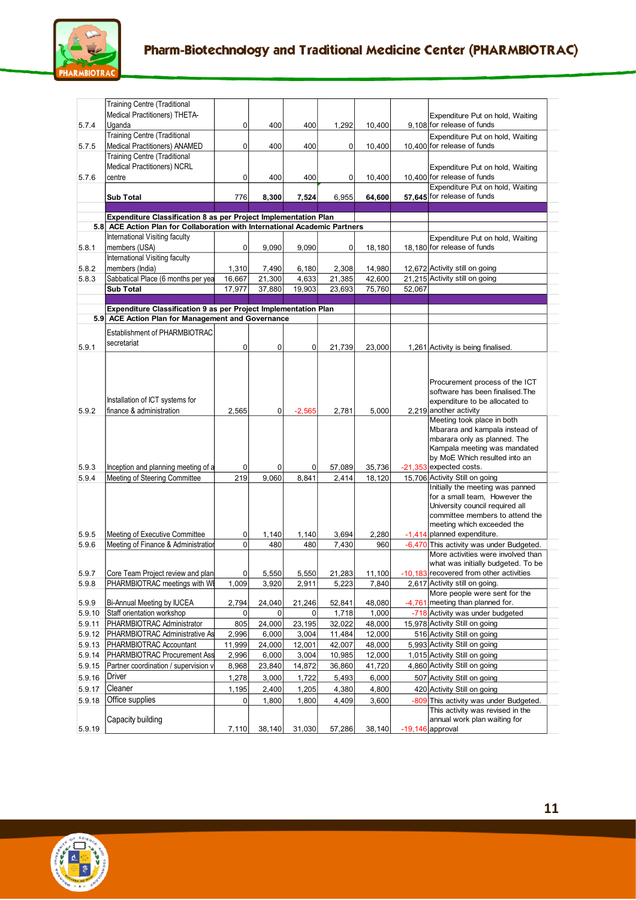| | | | | | | | | |
|---|---|---|---|---|---|---|---|---|
| 5.7.4 | Training Centre (Traditional Medical Practitioners) THETA-Uganda | 0 | 400 | 400 | 1,292 | 10,400 | 9,108 | Expenditure Put on hold, Waiting for release of funds |
| 5.7.5 | Training Centre (Traditional Medical Practitioners) ANAMED | 0 | 400 | 400 | 0 | 10,400 | 10,400 | Expenditure Put on hold, Waiting for release of funds |
| 5.7.6 | Training Centre (Traditional Medical Practitioners) NCRL centre | 0 | 400 | 400 | 0 | 10,400 | 10,400 | Expenditure Put on hold, Waiting for release of funds |
| | **Sub Total** | 776 | **8,300** | **7,524** | 6,955 | **64,600** | **57,645** | Expenditure Put on hold, Waiting for release of funds |
| | | | | | | | | |
| | **Expenditure Classification 8 as per Project Implementation Plan** | | | | | | | |
| **5.8** | **ACE Action Plan for Collaboration with International Academic Partners** | | | | | | | |
| 5.8.1 | International Visiting faculty members (USA) | 0 | 9,090 | 9,090 | 0 | 18,180 | 18,180 | Expenditure Put on hold, Waiting for release of funds |
| 5.8.2 | International Visiting faculty members (India) | 1,310 | 7,490 | 6,180 | 2,308 | 14,980 | 12,672 | Activity still on going |
| 5.8.3 | Sabbatical Place (6 months per yea | 16,667 | 21,300 | 4,633 | 21,385 | 42,600 | 21,215 | Activity still on going |
| | **Sub Total** | 17,977 | 37,880 | 19,903 | 23,693 | 75,760 | 52,067 | |
| | | | | | | | | |
| | **Expenditure Classification 9 as per Project Implementation Plan** | | | | | | | |
| **5.9** | **ACE Action Plan for Management and Governance** | | | | | | | |
| 5.9.1 | Establishment of PHARMBIOTRAC secretariat | 0 | 0 | 0 | 21,739 | 23,000 | 1,261 | Activity is being finalised. |
| 5.9.2 | Installation of ICT systems for finance & administration | 2,565 | 0 | -2,565 | 2,781 | 5,000 | 2,219 | Procurement process of the ICT software has been finalised.The expenditure to be allocated to another activity |
| 5.9.3 | Inception and planning meeting of a | 0 | 0 | 0 | 57,089 | 35,736 | -21,353 | Meeting took place in both Mbarara and kampala instead of mbarara only as planned. The Kampala meeting was mandated by MoE Which resulted into an expected costs. |
| 5.9.4 | Meeting of Steering Committee | 219 | 9,060 | 8,841 | 2,414 | 18,120 | 15,706 | Activity Still on going |
| 5.9.5 | Meeting of Executive Committee | 0 | 1,140 | 1,140 | 3,694 | 2,280 | -1,414 | Initially the meeting was panned for a small team, However the University council required all committee members to attend the meeting which exceeded the planned expenditure. |
| 5.9.6 | Meeting of Finance & Administration | 0 | 480 | 480 | 7,430 | 960 | -6,470 | This activity was under Budgeted. |
| 5.9.7 | Core Team Project review and plan | 0 | 5,550 | 5,550 | 21,283 | 11,100 | -10,183 | More activities were involved than what was initially budgeted. To be recovered from other activities |
| 5.9.8 | PHARMBIOTRAC meetings with WI | 1,009 | 3,920 | 2,911 | 5,223 | 7,840 | 2,617 | Activity still on going. |
| 5.9.9 | Bi-Annual Meeting by IUCEA | 2,794 | 24,040 | 21,246 | 52,841 | 48,080 | -4,761 | More people were sent for the meeting than planned for. |
| 5.9.10 | Staff orientation workshop | 0 | 0 | 0 | 1,718 | 1,000 | -718 | Activity was under budgeted |
| 5.9.11 | PHARMBIOTRAC Administrator | 805 | 24,000 | 23,195 | 32,022 | 48,000 | 15,978 | Activity Still on going |
| 5.9.12 | PHARMBIOTRAC Administrative As | 2,996 | 6,000 | 3,004 | 11,484 | 12,000 | 516 | Activity Still on going |
| 5.9.13 | PHARMBIOTRAC Accountant | 11,999 | 24,000 | 12,001 | 42,007 | 48,000 | 5,993 | Activity Still on going |
| 5.9.14 | PHARMBIOTRAC Procurement Ass | 2,996 | 6,000 | 3,004 | 10,985 | 12,000 | 1,015 | Activity Still on going |
| 5.9.15 | Partner coordination / supervision v | 8,968 | 23,840 | 14,872 | 36,860 | 41,720 | 4,860 | Activity Still on going |
| 5.9.16 | Driver | 1,278 | 3,000 | 1,722 | 5,493 | 6,000 | 507 | Activity Still on going |
| 5.9.17 | Cleaner | 1,195 | 2,400 | 1,205 | 4,380 | 4,800 | 420 | Activity Still on going |
| 5.9.18 | Office supplies | 0 | 1,800 | 1,800 | 4,409 | 3,600 | -809 | This activity was under Budgeted. |
| 5.9.19 | Capacity building | 7,110 | 38,140 | 31,030 | 57,286 | 38,140 | -19,146 | This activity was revised in the annual work plan waiting for approval |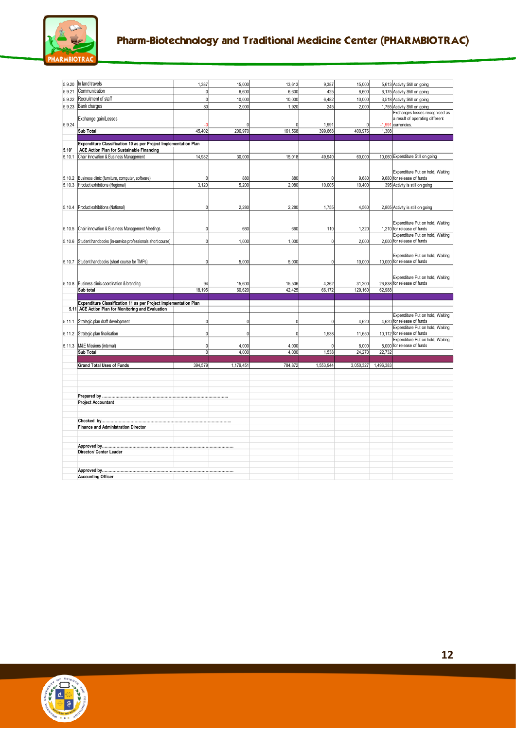| | | | | | | | | |
|---|---|---|---|---|---|---|---|---|
| 5.9.20 | In land travels | 1,387 | 15,000 | 13,613 | 9,387 | 15,000 | 5,613 | Activity Still on going |
| 5.9.21 | Communication | 0 | 6,600 | 6,600 | 425 | 6,600 | 6,175 | Activity Still on going |
| 5.9.22 | Recruitment of staff | 0 | 10,000 | 10,000 | 6,482 | 10,000 | 3,518 | Activity Still on going |
| 5.9.23 | Bank charges | 80 | 2,000 | 1,920 | 245 | 2,000 | 1,755 | Activity Still on going |
| 5.9.24 | Exchange gain/Losses | -0 | 0 | 0 | 1,991 | 0 | -1,991 | Exchanges losses recognised as a result of operating different currencies. |
| | **Sub Total** | 45,402 | 206,970 | 161,568 | 399,668 | 400,976 | 1,308 | |
| | | | | | | | | |
| | **Expenditure Classification 10 as per Project Implementation Plan** | | | | | | | |
| **5.10'** | **ACE Action Plan for Sustainable Financing** | | | | | | | |
| 5.10.1 | Chair Innovation & Business Management | 14,982 | 30,000 | 15,018 | 49,940 | 60,000 | 10,060 | Expenditure Still on going |
| 5.10.2 | Business clinic (furniture, computer, software) | 0 | 880 | 880 | 0 | 9,680 | 9,680 | Expenditure Put on hold, Waiting for release of funds |
| 5.10.3 | Product exhibitions (Regional) | 3,120 | 5,200 | 2,080 | 10,005 | 10,400 | 395 | Activity is still on going |
| 5.10.4 | Product exhibitions (National) | 0 | 2,280 | 2,280 | 1,755 | 4,560 | 2,805 | Activity is still on going |
| 5.10.5 | Chair innovation & Business Management Meetings | 0 | 660 | 660 | 110 | 1,320 | 1,210 | Expenditure Put on hold, Waiting for release of funds |
| 5.10.6 | Student handbooks (in-service professionals short course) | 0 | 1,000 | 1,000 | 0 | 2,000 | 2,000 | Expenditure Put on hold, Waiting for release of funds |
| 5.10.7 | Student handbooks (short course for TMPs) | 0 | 5,000 | 5,000 | 0 | 10,000 | 10,000 | Expenditure Put on hold, Waiting for release of funds |
| 5.10.8 | Business clinic coordination & branding | 94 | 15,600 | 15,506 | 4,362 | 31,200 | 26,838 | Expenditure Put on hold, Waiting for release of funds |
| | **Sub total** | 18,195 | 60,620 | 42,425 | 66,172 | 129,160 | 62,988 | |
| | | | | | | | | |
| | **Expenditure Classification 11 as per Project Implementation Plan** | | | | | | | |
| **5.11** | **ACE Action Plan for Monitoring and Evaluation** | | | | | | | |
| 5.11.1 | Strategic plan draft development | 0 | 0 | 0 | 0 | 4,620 | 4,620 | Expenditure Put on hold, Waiting for release of funds |
| 5.11.2 | Strategic plan finalisation | 0 | 0 | 0 | 1,538 | 11,650 | 10,112 | Expenditure Put on hold, Waiting for release of funds |
| 5.11.3 | M&E Missions (internal) | 0 | 4,000 | 4,000 | 0 | 8,000 | 8,000 | Expenditure Put on hold, Waiting for release of funds |
| | **Sub Total** | 0 | 4,000 | 4,000 | 1,538 | 24,270 | 22,732 | |
| | | | | | | | | |
| | **Grand Total Uses of Funds** | 394,579 | 1,179,451 | 784,872 | 1,553,944 | 3,050,327 | 1,496,383 | |

**Prepared by** ................................................................................................

**Project Accountant**

**Checked by**................................................................................................

**Finance and Administration Director**

**Approved by**................................................................................................

**Director/ Center Leader**

**Approved by**................................................................................................

**Accounting Officer**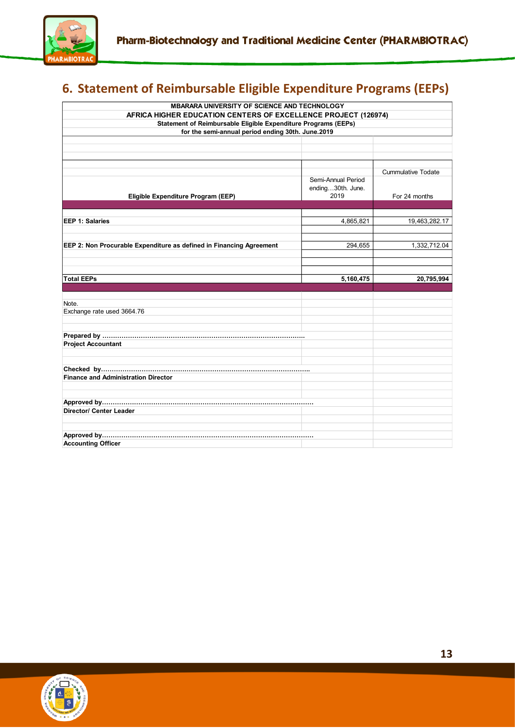## 6. Statement of Reimbursable Eligible Expenditure Programs (EEPs)

**MBARARA UNIVERSITY OF SCIENCE AND TECHNOLOGY**
**AFRICA HIGHER EDUCATION CENTERS OF EXCELLENCE PROJECT (126974)**
**Statement of Reimbursable Eligible Expenditure Programs (EEPs)**
**for the semi-annual period ending 30th. June.2019**

| Eligible Expenditure Program (EEP) | Semi-Annual Period ending…30th. June. 2019 | Cummulative Todate For 24 months |
|---|---|---|
| **EEP 1: Salaries** | 4,865,821 | 19,463,282.17 |
| **EEP 2: Non Procurable Expenditure as defined in Financing Agreement** | 294,655 | 1,332,712.04 |
| **Total EEPs** | **5,160,475** | **20,795,994** |

Note.
Exchange rate used 3664.76

**Prepared by ………………………………………………………………………………….**
**Project Accountant**

**Checked by……………………………………………………………………………………..**
**Finance and Administration Director**

**Approved by……………………………………………………………………………………**
**Director/ Center Leader**

**Approved by……………………………………………………………………………………**
**Accounting Officer**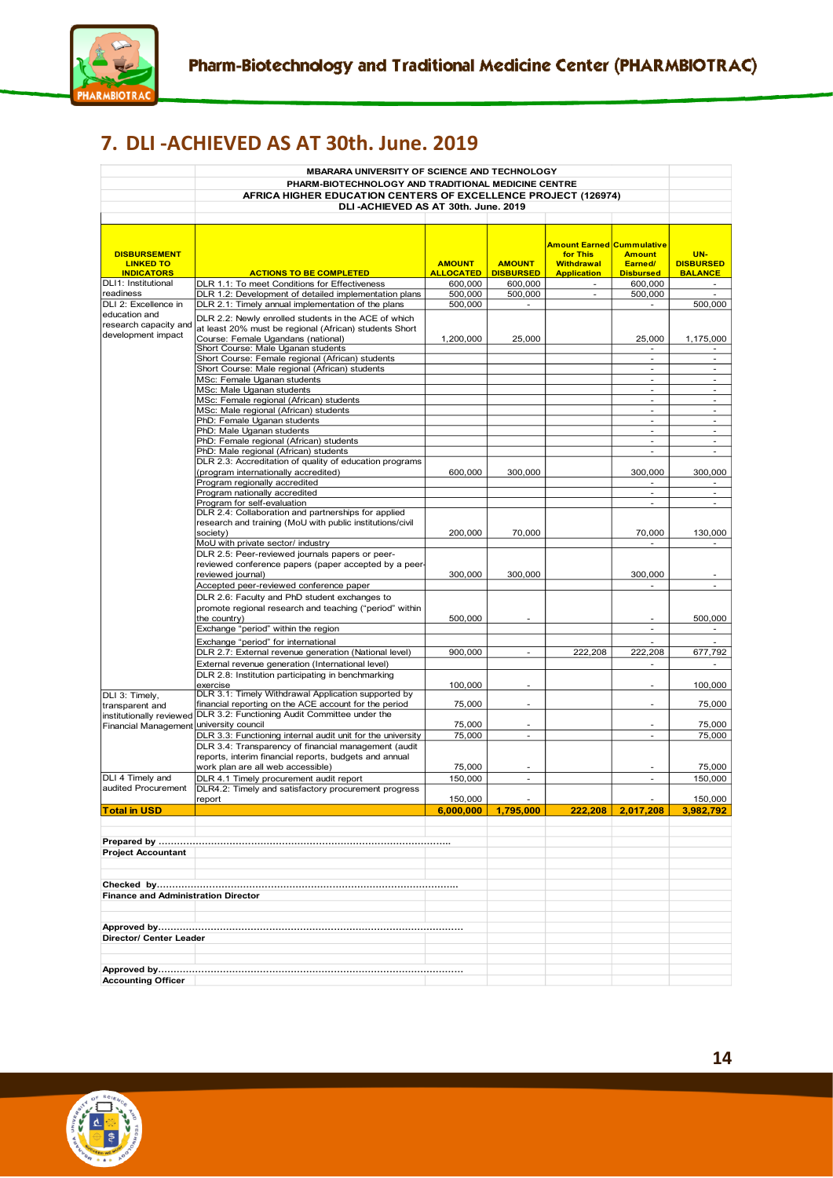## 7. DLI -ACHIEVED AS AT 30th. June. 2019

| | | | | | | |
|---|---|---|---|---|---|---|
| | **MBARARA UNIVERSITY OF SCIENCE AND TECHNOLOGY** | | | | | |
| | **PHARM-BIOTECHNOLOGY AND TRADITIONAL MEDICINE CENTRE** | | | | | |
| | **AFRICA HIGHER EDUCATION CENTERS OF EXCELLENCE PROJECT (126974)** | | | | | |
| | **DLI -ACHIEVED AS AT 30th. June. 2019** | | | | | |
| **DISBURSEMENT LINKED TO INDICATORS** | **ACTIONS TO BE COMPLETED** | **AMOUNT ALLOCATED** | **AMOUNT DISBURSED** | **Amount Earned for This Withdrawal Application** | **Cummulative Amount Earned/ Disbursed** | **UN-DISBURSED BALANCE** |
| DLI1: Institutional readiness | DLR 1.1: To meet Conditions for Effectiveness | 600,000 | 600,000 | - | 600,000 | - |
| | DLR 1.2: Development of detailed implementation plans | 500,000 | 500,000 | - | 500,000 | - |
| DLI 2: Excellence in education and research capacity and development impact | DLR 2.1: Timely annual implementation of the plans | 500,000 | - | | - | 500,000 |
| | DLR 2.2: Newly enrolled students in the ACE of which at least 20% must be regional (African) students Short Course: Female Ugandans (national) | 1,200,000 | 25,000 | | 25,000 | 1,175,000 |
| | Short Course: Male Uganan students | | | | - | - |
| | Short Course: Female regional (African) students | | | | - | - |
| | Short Course: Male regional (African) students | | | | - | - |
| | MSc: Female Uganan students | | | | - | - |
| | MSc: Male Uganan students | | | | - | - |
| | MSc: Female regional (African) students | | | | - | - |
| | MSc: Male regional (African) students | | | | - | - |
| | PhD: Female Uganan students | | | | - | - |
| | PhD: Male Uganan students | | | | - | - |
| | PhD: Female regional (African) students | | | | - | - |
| | PhD: Male regional (African) students | | | | - | - |
| | DLR 2.3: Accreditation of quality of education programs (program internationally accredited) | 600,000 | 300,000 | | 300,000 | 300,000 |
| | Program regionally accredited | | | | - | - |
| | Program nationally accredited | | | | - | - |
| | Program for self-evaluation | | | | - | - |
| | DLR 2.4: Collaboration and partnerships for applied research and training (MoU with public institutions/civil society) | 200,000 | 70,000 | | 70,000 | 130,000 |
| | MoU with private sector/ industry | | | | - | - |
| | DLR 2.5: Peer-reviewed journals papers or peer-reviewed conference papers (paper accepted by a peer-reviewed journal) | 300,000 | 300,000 | | 300,000 | - |
| | Accepted peer-reviewed conference paper | | | | - | - |
| | DLR 2.6: Faculty and PhD student exchanges to promote regional research and teaching ("period" within the country) | 500,000 | - | | - | 500,000 |
| | Exchange "period" within the region | | | | - | - |
| | Exchange "period" for international | | | | - | - |
| | DLR 2.7: External revenue generation (National level) | 900,000 | - | 222,208 | 222,208 | 677,792 |
| | External revenue generation (International level) | | | | - | - |
| | DLR 2.8: Institution participating in benchmarking exercise | 100,000 | - | | - | 100,000 |
| DLI 3: Timely, transparent and institutionally reviewed Financial Management | DLR 3.1: Timely Withdrawal Application supported by financial reporting on the ACE account for the period | 75,000 | - | | - | 75,000 |
| | DLR 3.2: Functioning Audit Committee under the university council | 75,000 | - | | - | 75,000 |
| | DLR 3.3: Functioning internal audit unit for the university | 75,000 | - | | - | 75,000 |
| | DLR 3.4: Transparency of financial management (audit reports, interim financial reports, budgets and annual work plan are all web accessible) | 75,000 | - | | - | 75,000 |
| DLI 4 Timely and audited Procurement | DLR 4.1 Timely procurement audit report | 150,000 | - | | - | 150,000 |
| | DLR4.2: Timely and satisfactory procurement progress report | 150,000 | - | | - | 150,000 |
| **Total in USD** | | **6,000,000** | **1,795,000** | **222,208** | **2,017,208** | **3,982,792** |

**Prepared by** ..............................................................................................

**Project Accountant**

**Checked by**..................................................................................................

**Finance and Administration Director**

**Approved by**.................................................................................................

**Director/ Center Leader**

**Approved by**.................................................................................................

**Accounting Officer**